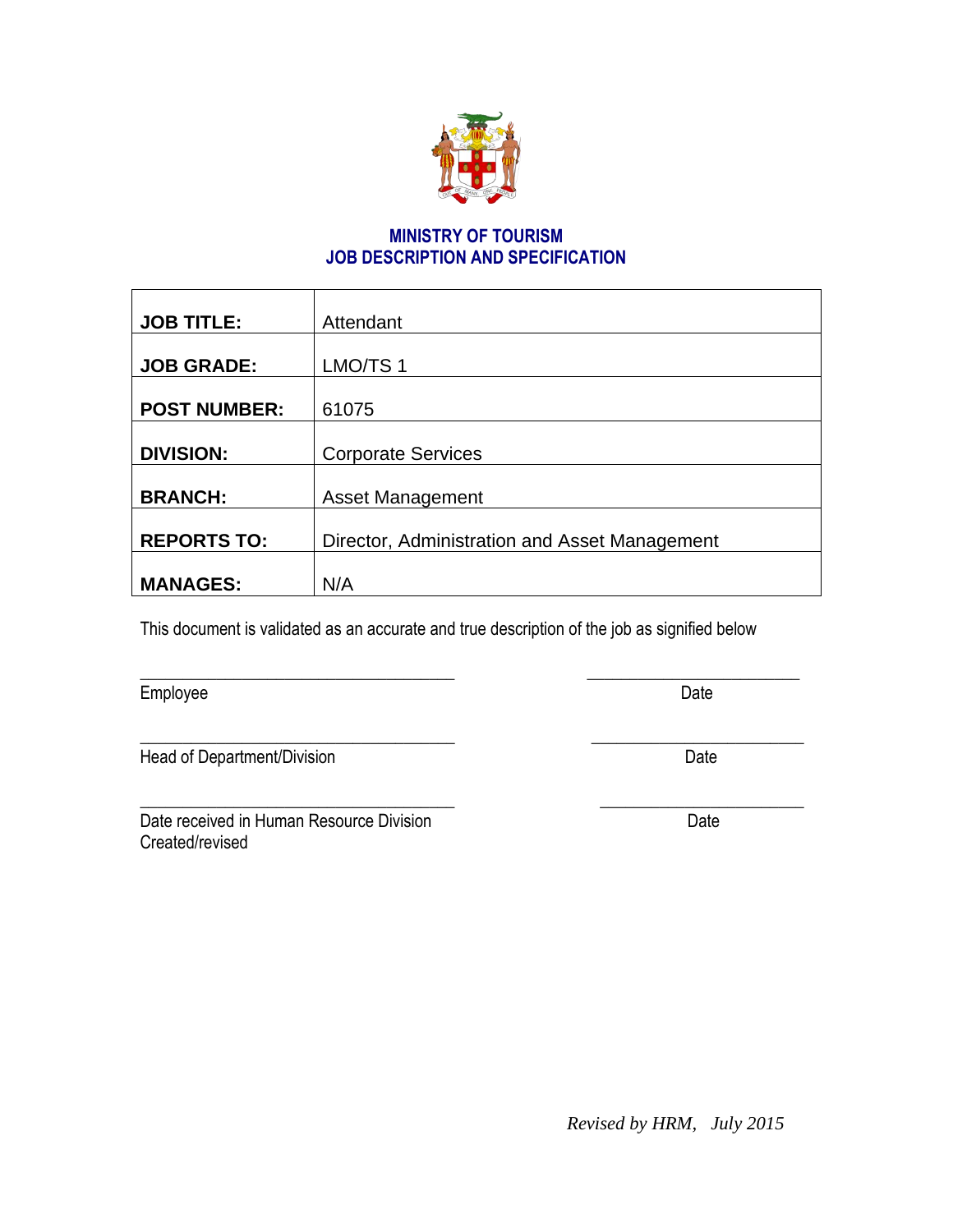# MINISTRY OF TOURISM
## JOB DESCRIPTION AND SPECIFICATION

| | |
|---|---|
| **JOB TITLE:** | Attendant |
| **JOB GRADE:** | LMO/TS 1 |
| **POST NUMBER:** | 61075 |
| **DIVISION:** | Corporate Services |
| **BRANCH:** | Asset Management |
| **REPORTS TO:** | Director, Administration and Asset Management |
| **MANAGES:** | N/A |

This document is validated as an accurate and true description of the job as signified below

\_\_\_\_\_\_\_\_\_\_\_\_\_\_\_\_\_\_\_\_\_\_\_\_\_\_\_\_\_\_\_\_\_\_\_ \_\_\_\_\_\_\_\_\_\_\_\_\_\_\_\_\_\_\_\_\_\_\_\_
Employee Date

\_\_\_\_\_\_\_\_\_\_\_\_\_\_\_\_\_\_\_\_\_\_\_\_\_\_\_\_\_\_\_\_\_\_\_ \_\_\_\_\_\_\_\_\_\_\_\_\_\_\_\_\_\_\_\_\_\_\_\_
Head of Department/Division Date

\_\_\_\_\_\_\_\_\_\_\_\_\_\_\_\_\_\_\_\_\_\_\_\_\_\_\_\_\_\_\_\_\_\_\_ \_\_\_\_\_\_\_\_\_\_\_\_\_\_\_\_\_\_\_\_\_\_\_\_
Date received in Human Resource Division Date
Created/revised

*Revised by HRM, July 2015*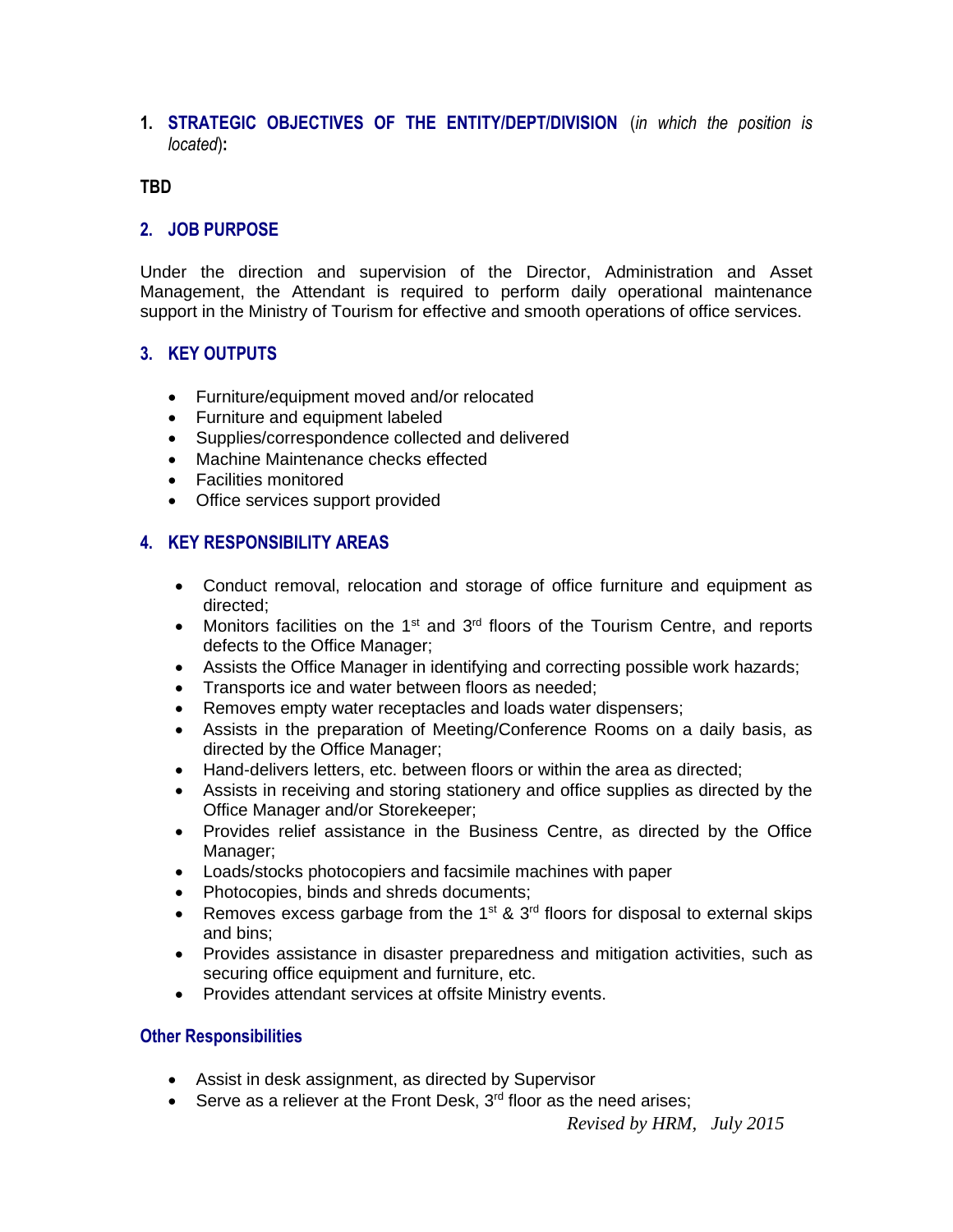## 1. STRATEGIC OBJECTIVES OF THE ENTITY/DEPT/DIVISION (*in which the position is located*):

**TBD**

## 2. JOB PURPOSE

Under the direction and supervision of the Director, Administration and Asset Management, the Attendant is required to perform daily operational maintenance support in the Ministry of Tourism for effective and smooth operations of office services.

## 3. KEY OUTPUTS

- Furniture/equipment moved and/or relocated
- Furniture and equipment labeled
- Supplies/correspondence collected and delivered
- Machine Maintenance checks effected
- Facilities monitored
- Office services support provided

## 4. KEY RESPONSIBILITY AREAS

- Conduct removal, relocation and storage of office furniture and equipment as directed;
- Monitors facilities on the 1st and 3rd floors of the Tourism Centre, and reports defects to the Office Manager;
- Assists the Office Manager in identifying and correcting possible work hazards;
- Transports ice and water between floors as needed;
- Removes empty water receptacles and loads water dispensers;
- Assists in the preparation of Meeting/Conference Rooms on a daily basis, as directed by the Office Manager;
- Hand-delivers letters, etc. between floors or within the area as directed;
- Assists in receiving and storing stationery and office supplies as directed by the Office Manager and/or Storekeeper;
- Provides relief assistance in the Business Centre, as directed by the Office Manager;
- Loads/stocks photocopiers and facsimile machines with paper
- Photocopies, binds and shreds documents;
- Removes excess garbage from the 1st & 3rd floors for disposal to external skips and bins;
- Provides assistance in disaster preparedness and mitigation activities, such as securing office equipment and furniture, etc.
- Provides attendant services at offsite Ministry events.

### Other Responsibilities

- Assist in desk assignment, as directed by Supervisor
- Serve as a reliever at the Front Desk, 3rd floor as the need arises;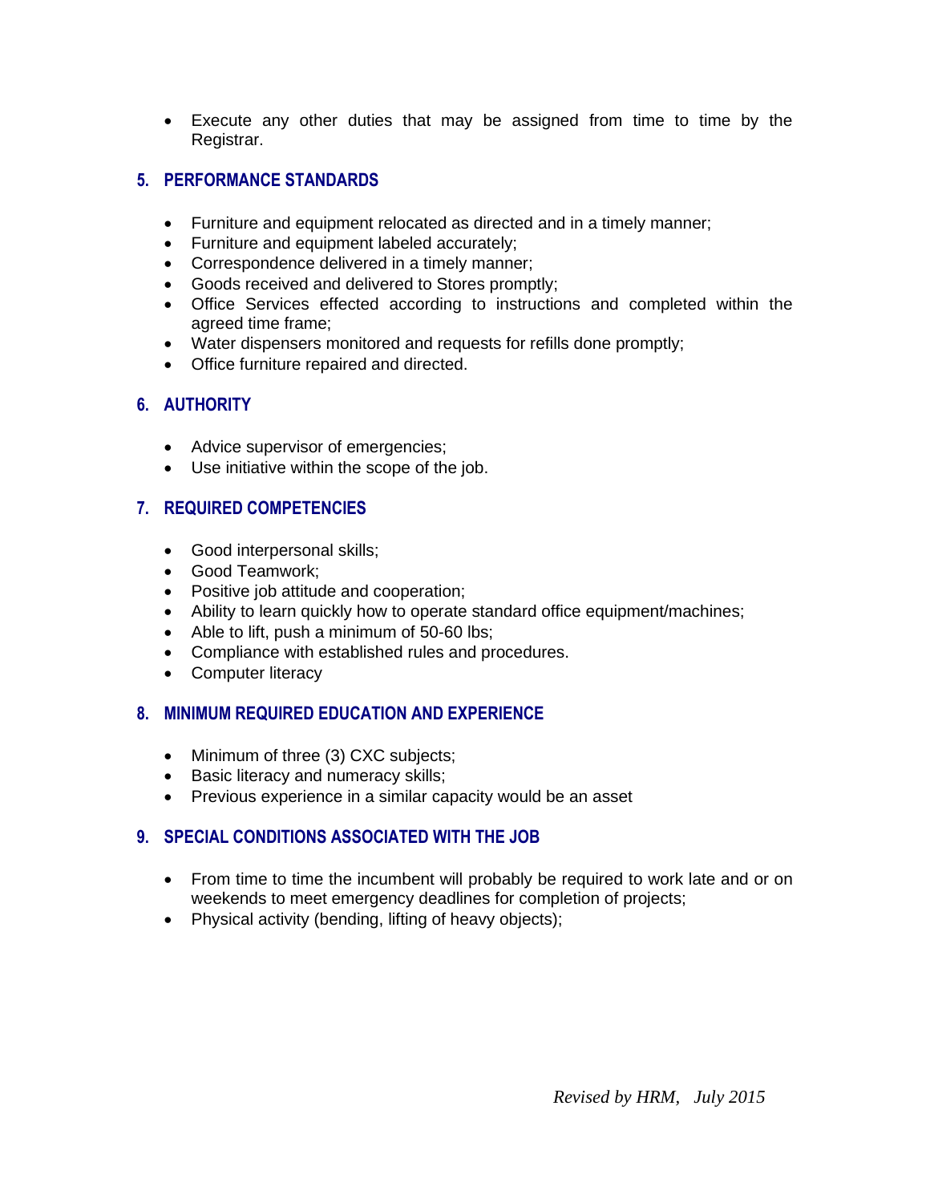- Execute any other duties that may be assigned from time to time by the Registrar.

## 5. PERFORMANCE STANDARDS

- Furniture and equipment relocated as directed and in a timely manner;
- Furniture and equipment labeled accurately;
- Correspondence delivered in a timely manner;
- Goods received and delivered to Stores promptly;
- Office Services effected according to instructions and completed within the agreed time frame;
- Water dispensers monitored and requests for refills done promptly;
- Office furniture repaired and directed.

## 6. AUTHORITY

- Advice supervisor of emergencies;
- Use initiative within the scope of the job.

## 7. REQUIRED COMPETENCIES

- Good interpersonal skills;
- Good Teamwork;
- Positive job attitude and cooperation;
- Ability to learn quickly how to operate standard office equipment/machines;
- Able to lift, push a minimum of 50-60 lbs;
- Compliance with established rules and procedures.
- Computer literacy

## 8. MINIMUM REQUIRED EDUCATION AND EXPERIENCE

- Minimum of three (3) CXC subjects;
- Basic literacy and numeracy skills;
- Previous experience in a similar capacity would be an asset

## 9. SPECIAL CONDITIONS ASSOCIATED WITH THE JOB

- From time to time the incumbent will probably be required to work late and or on weekends to meet emergency deadlines for completion of projects;
- Physical activity (bending, lifting of heavy objects);

*Revised by HRM, July 2015*